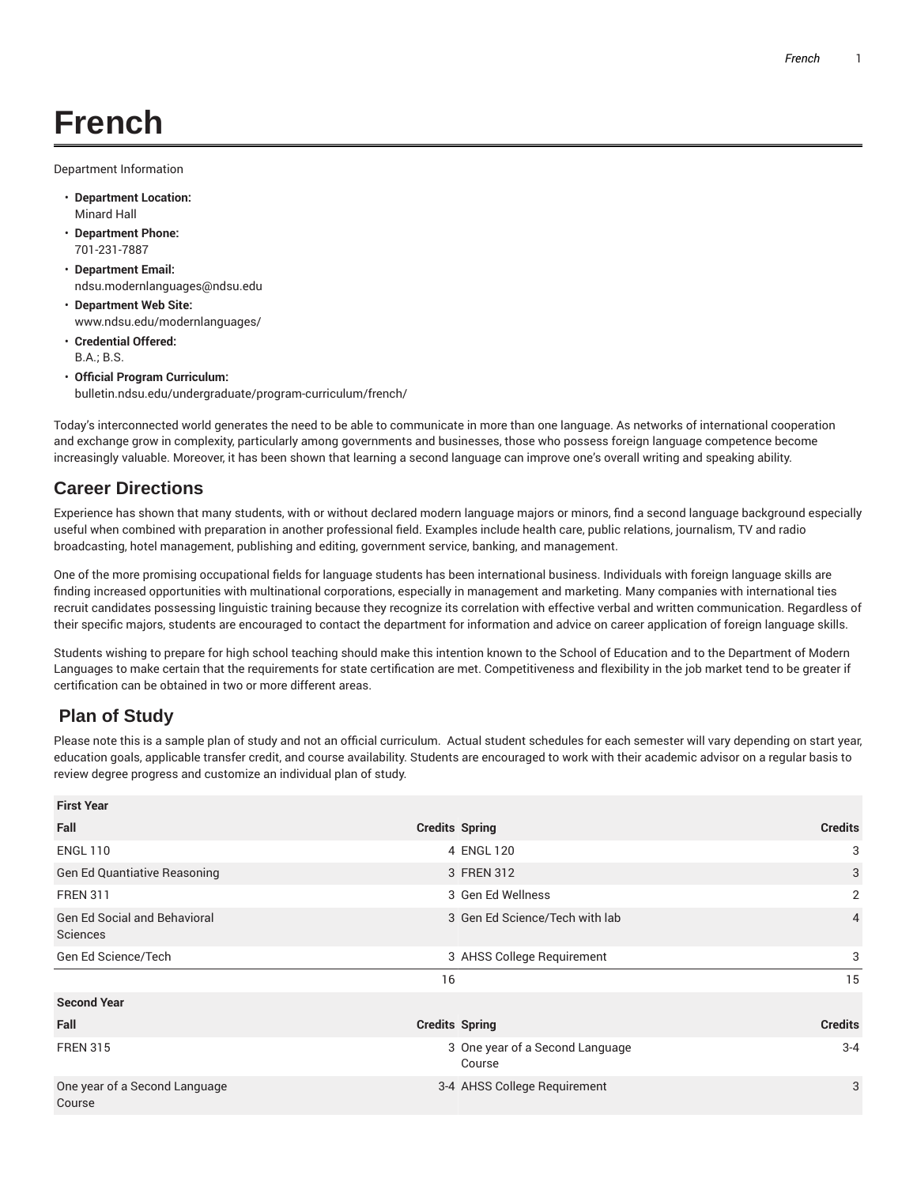# French

Department Information

- **Department Location:**
  Minard Hall
- **Department Phone:**
  701-231-7887
- **Department Email:**
  ndsu.modernlanguages@ndsu.edu
- **Department Web Site:**
  www.ndsu.edu/modernlanguages/
- **Credential Offered:**
  B.A.; B.S.
- **Official Program Curriculum:**
  bulletin.ndsu.edu/undergraduate/program-curriculum/french/

Today's interconnected world generates the need to be able to communicate in more than one language. As networks of international cooperation and exchange grow in complexity, particularly among governments and businesses, those who possess foreign language competence become increasingly valuable. Moreover, it has been shown that learning a second language can improve one's overall writing and speaking ability.

## Career Directions

Experience has shown that many students, with or without declared modern language majors or minors, find a second language background especially useful when combined with preparation in another professional field. Examples include health care, public relations, journalism, TV and radio broadcasting, hotel management, publishing and editing, government service, banking, and management.

One of the more promising occupational fields for language students has been international business. Individuals with foreign language skills are finding increased opportunities with multinational corporations, especially in management and marketing. Many companies with international ties recruit candidates possessing linguistic training because they recognize its correlation with effective verbal and written communication. Regardless of their specific majors, students are encouraged to contact the department for information and advice on career application of foreign language skills.

Students wishing to prepare for high school teaching should make this intention known to the School of Education and to the Department of Modern Languages to make certain that the requirements for state certification are met. Competitiveness and flexibility in the job market tend to be greater if certification can be obtained in two or more different areas.

## Plan of Study

Please note this is a sample plan of study and not an official curriculum. Actual student schedules for each semester will vary depending on start year, education goals, applicable transfer credit, and course availability. Students are encouraged to work with their academic advisor on a regular basis to review degree progress and customize an individual plan of study.

| First Year | | | |
|---|---|---|---|
| **Fall** | **Credits** | **Spring** | **Credits** |
| ENGL 110 | 4 | ENGL 120 | 3 |
| Gen Ed Quantiative Reasoning | 3 | FREN 312 | 3 |
| FREN 311 | 3 | Gen Ed Wellness | 2 |
| Gen Ed Social and Behavioral Sciences | 3 | Gen Ed Science/Tech with lab | 4 |
| Gen Ed Science/Tech | 3 | AHSS College Requirement | 3 |
| | 16 | | 15 |
| **Second Year** | | | |
| **Fall** | **Credits** | **Spring** | **Credits** |
| FREN 315 | 3 | One year of a Second Language Course | 3-4 |
| One year of a Second Language Course | 3-4 | AHSS College Requirement | 3 |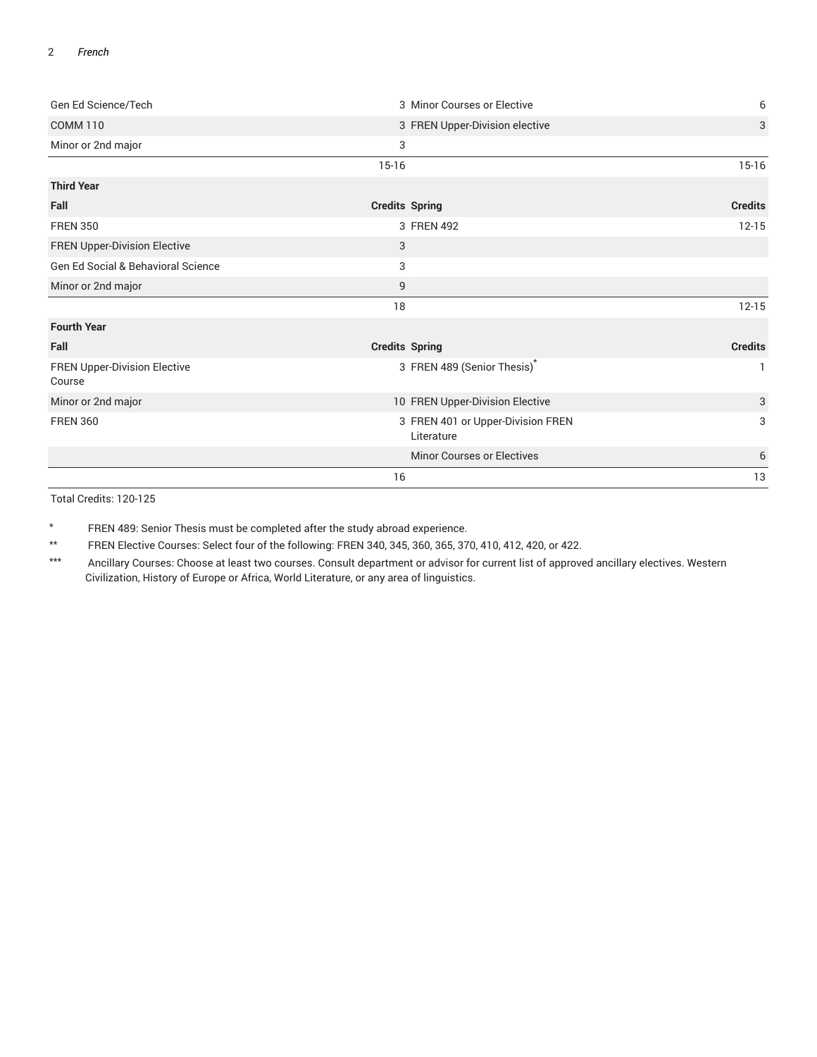| | | | |
|---|---|---|---|
| Gen Ed Science/Tech | 3 | Minor Courses or Elective | 6 |
| COMM 110 | 3 | FREN Upper-Division elective | 3 |
| Minor or 2nd major | 3 | | |
| | 15-16 | | 15-16 |
| **Third Year** | | | |
| **Fall** | **Credits** | **Spring** | **Credits** |
| FREN 350 | 3 | FREN 492 | 12-15 |
| FREN Upper-Division Elective | 3 | | |
| Gen Ed Social & Behavioral Science | 3 | | |
| Minor or 2nd major | 9 | | |
| | 18 | | 12-15 |
| **Fourth Year** | | | |
| **Fall** | **Credits** | **Spring** | **Credits** |
| FREN Upper-Division Elective Course | 3 | FREN 489 (Senior Thesis)* | 1 |
| Minor or 2nd major | 10 | FREN Upper-Division Elective | 3 |
| FREN 360 | 3 | FREN 401 or Upper-Division FREN Literature | 3 |
| | | Minor Courses or Electives | 6 |
| | 16 | | 13 |

Total Credits: 120-125

\* FREN 489: Senior Thesis must be completed after the study abroad experience.

\*\* FREN Elective Courses: Select four of the following: FREN 340, 345, 360, 365, 370, 410, 412, 420, or 422.

\*\*\* Ancillary Courses: Choose at least two courses. Consult department or advisor for current list of approved ancillary electives. Western Civilization, History of Europe or Africa, World Literature, or any area of linguistics.